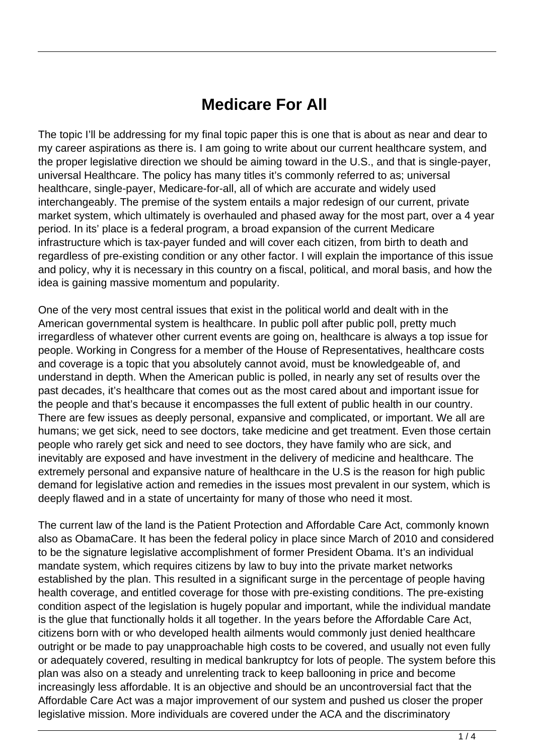# Medicare For All

The topic I'll be addressing for my final topic paper this is one that is about as near and dear to my career aspirations as there is. I am going to write about our current healthcare system, and the proper legislative direction we should be aiming toward in the U.S., and that is single-payer, universal Healthcare. The policy has many titles it's commonly referred to as; universal healthcare, single-payer, Medicare-for-all, all of which are accurate and widely used interchangeably. The premise of the system entails a major redesign of our current, private market system, which ultimately is overhauled and phased away for the most part, over a 4 year period. In its' place is a federal program, a broad expansion of the current Medicare infrastructure which is tax-payer funded and will cover each citizen, from birth to death and regardless of pre-existing condition or any other factor. I will explain the importance of this issue and policy, why it is necessary in this country on a fiscal, political, and moral basis, and how the idea is gaining massive momentum and popularity.

One of the very most central issues that exist in the political world and dealt with in the American governmental system is healthcare. In public poll after public poll, pretty much irregardless of whatever other current events are going on, healthcare is always a top issue for people. Working in Congress for a member of the House of Representatives, healthcare costs and coverage is a topic that you absolutely cannot avoid, must be knowledgeable of, and understand in depth. When the American public is polled, in nearly any set of results over the past decades, it's healthcare that comes out as the most cared about and important issue for the people and that's because it encompasses the full extent of public health in our country. There are few issues as deeply personal, expansive and complicated, or important. We all are humans; we get sick, need to see doctors, take medicine and get treatment. Even those certain people who rarely get sick and need to see doctors, they have family who are sick, and inevitably are exposed and have investment in the delivery of medicine and healthcare. The extremely personal and expansive nature of healthcare in the U.S is the reason for high public demand for legislative action and remedies in the issues most prevalent in our system, which is deeply flawed and in a state of uncertainty for many of those who need it most.

The current law of the land is the Patient Protection and Affordable Care Act, commonly known also as ObamaCare. It has been the federal policy in place since March of 2010 and considered to be the signature legislative accomplishment of former President Obama. It's an individual mandate system, which requires citizens by law to buy into the private market networks established by the plan. This resulted in a significant surge in the percentage of people having health coverage, and entitled coverage for those with pre-existing conditions. The pre-existing condition aspect of the legislation is hugely popular and important, while the individual mandate is the glue that functionally holds it all together. In the years before the Affordable Care Act, citizens born with or who developed health ailments would commonly just denied healthcare outright or be made to pay unapproachable high costs to be covered, and usually not even fully or adequately covered, resulting in medical bankruptcy for lots of people. The system before this plan was also on a steady and unrelenting track to keep ballooning in price and become increasingly less affordable. It is an objective and should be an uncontroversial fact that the Affordable Care Act was a major improvement of our system and pushed us closer the proper legislative mission. More individuals are covered under the ACA and the discriminatory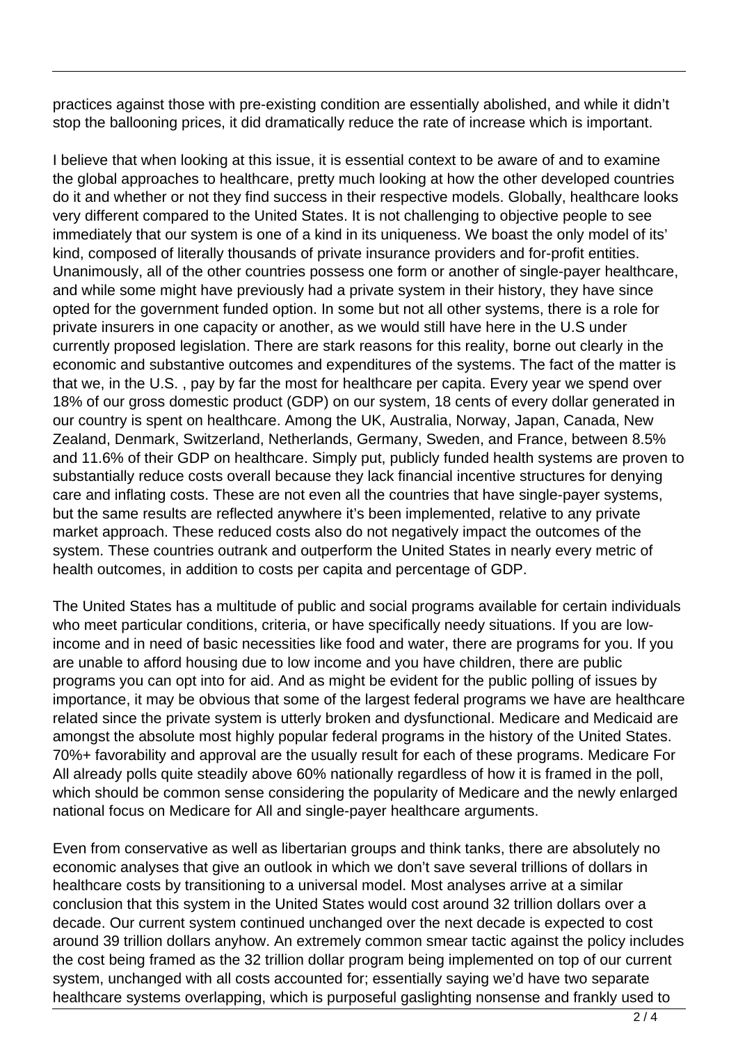practices against those with pre-existing condition are essentially abolished, and while it didn't stop the ballooning prices, it did dramatically reduce the rate of increase which is important.

I believe that when looking at this issue, it is essential context to be aware of and to examine the global approaches to healthcare, pretty much looking at how the other developed countries do it and whether or not they find success in their respective models. Globally, healthcare looks very different compared to the United States. It is not challenging to objective people to see immediately that our system is one of a kind in its uniqueness. We boast the only model of its' kind, composed of literally thousands of private insurance providers and for-profit entities. Unanimously, all of the other countries possess one form or another of single-payer healthcare, and while some might have previously had a private system in their history, they have since opted for the government funded option. In some but not all other systems, there is a role for private insurers in one capacity or another, as we would still have here in the U.S under currently proposed legislation. There are stark reasons for this reality, borne out clearly in the economic and substantive outcomes and expenditures of the systems. The fact of the matter is that we, in the U.S. , pay by far the most for healthcare per capita. Every year we spend over 18% of our gross domestic product (GDP) on our system, 18 cents of every dollar generated in our country is spent on healthcare. Among the UK, Australia, Norway, Japan, Canada, New Zealand, Denmark, Switzerland, Netherlands, Germany, Sweden, and France, between 8.5% and 11.6% of their GDP on healthcare. Simply put, publicly funded health systems are proven to substantially reduce costs overall because they lack financial incentive structures for denying care and inflating costs. These are not even all the countries that have single-payer systems, but the same results are reflected anywhere it's been implemented, relative to any private market approach. These reduced costs also do not negatively impact the outcomes of the system. These countries outrank and outperform the United States in nearly every metric of health outcomes, in addition to costs per capita and percentage of GDP.

The United States has a multitude of public and social programs available for certain individuals who meet particular conditions, criteria, or have specifically needy situations. If you are low-income and in need of basic necessities like food and water, there are programs for you. If you are unable to afford housing due to low income and you have children, there are public programs you can opt into for aid. And as might be evident for the public polling of issues by importance, it may be obvious that some of the largest federal programs we have are healthcare related since the private system is utterly broken and dysfunctional. Medicare and Medicaid are amongst the absolute most highly popular federal programs in the history of the United States. 70%+ favorability and approval are the usually result for each of these programs. Medicare For All already polls quite steadily above 60% nationally regardless of how it is framed in the poll, which should be common sense considering the popularity of Medicare and the newly enlarged national focus on Medicare for All and single-payer healthcare arguments.

Even from conservative as well as libertarian groups and think tanks, there are absolutely no economic analyses that give an outlook in which we don't save several trillions of dollars in healthcare costs by transitioning to a universal model. Most analyses arrive at a similar conclusion that this system in the United States would cost around 32 trillion dollars over a decade. Our current system continued unchanged over the next decade is expected to cost around 39 trillion dollars anyhow. An extremely common smear tactic against the policy includes the cost being framed as the 32 trillion dollar program being implemented on top of our current system, unchanged with all costs accounted for; essentially saying we'd have two separate healthcare systems overlapping, which is purposeful gaslighting nonsense and frankly used to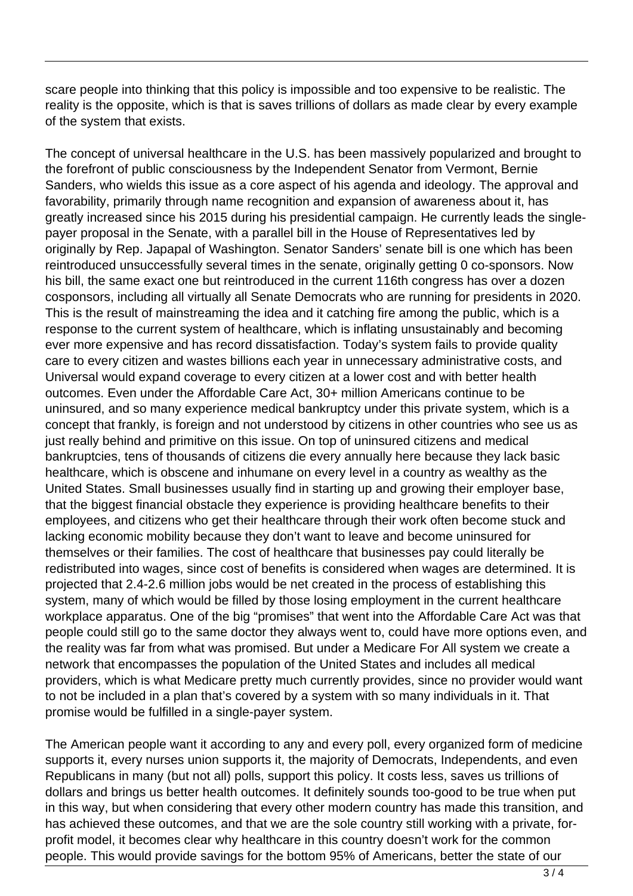scare people into thinking that this policy is impossible and too expensive to be realistic. The reality is the opposite, which is that is saves trillions of dollars as made clear by every example of the system that exists.

The concept of universal healthcare in the U.S. has been massively popularized and brought to the forefront of public consciousness by the Independent Senator from Vermont, Bernie Sanders, who wields this issue as a core aspect of his agenda and ideology. The approval and favorability, primarily through name recognition and expansion of awareness about it, has greatly increased since his 2015 during his presidential campaign. He currently leads the single-payer proposal in the Senate, with a parallel bill in the House of Representatives led by originally by Rep. Japapal of Washington. Senator Sanders' senate bill is one which has been reintroduced unsuccessfully several times in the senate, originally getting 0 co-sponsors. Now his bill, the same exact one but reintroduced in the current 116th congress has over a dozen cosponsors, including all virtually all Senate Democrats who are running for presidents in 2020. This is the result of mainstreaming the idea and it catching fire among the public, which is a response to the current system of healthcare, which is inflating unsustainably and becoming ever more expensive and has record dissatisfaction. Today's system fails to provide quality care to every citizen and wastes billions each year in unnecessary administrative costs, and Universal would expand coverage to every citizen at a lower cost and with better health outcomes. Even under the Affordable Care Act, 30+ million Americans continue to be uninsured, and so many experience medical bankruptcy under this private system, which is a concept that frankly, is foreign and not understood by citizens in other countries who see us as just really behind and primitive on this issue. On top of uninsured citizens and medical bankruptcies, tens of thousands of citizens die every annually here because they lack basic healthcare, which is obscene and inhumane on every level in a country as wealthy as the United States. Small businesses usually find in starting up and growing their employer base, that the biggest financial obstacle they experience is providing healthcare benefits to their employees, and citizens who get their healthcare through their work often become stuck and lacking economic mobility because they don't want to leave and become uninsured for themselves or their families. The cost of healthcare that businesses pay could literally be redistributed into wages, since cost of benefits is considered when wages are determined. It is projected that 2.4-2.6 million jobs would be net created in the process of establishing this system, many of which would be filled by those losing employment in the current healthcare workplace apparatus. One of the big "promises" that went into the Affordable Care Act was that people could still go to the same doctor they always went to, could have more options even, and the reality was far from what was promised. But under a Medicare For All system we create a network that encompasses the population of the United States and includes all medical providers, which is what Medicare pretty much currently provides, since no provider would want to not be included in a plan that's covered by a system with so many individuals in it. That promise would be fulfilled in a single-payer system.

The American people want it according to any and every poll, every organized form of medicine supports it, every nurses union supports it, the majority of Democrats, Independents, and even Republicans in many (but not all) polls, support this policy. It costs less, saves us trillions of dollars and brings us better health outcomes. It definitely sounds too-good to be true when put in this way, but when considering that every other modern country has made this transition, and has achieved these outcomes, and that we are the sole country still working with a private, for-profit model, it becomes clear why healthcare in this country doesn't work for the common people. This would provide savings for the bottom 95% of Americans, better the state of our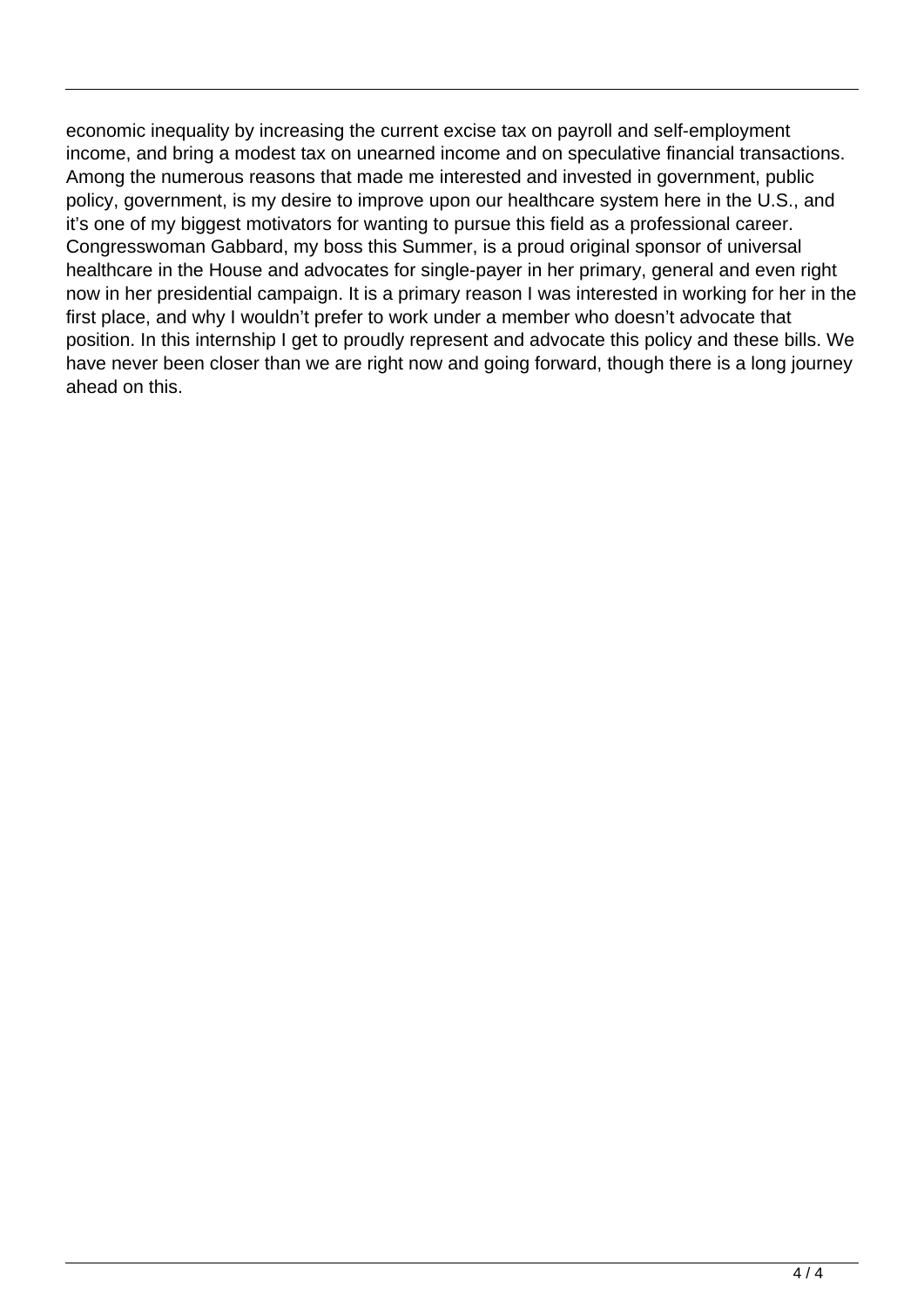economic inequality by increasing the current excise tax on payroll and self-employment income, and bring a modest tax on unearned income and on speculative financial transactions. Among the numerous reasons that made me interested and invested in government, public policy, government, is my desire to improve upon our healthcare system here in the U.S., and it's one of my biggest motivators for wanting to pursue this field as a professional career. Congresswoman Gabbard, my boss this Summer, is a proud original sponsor of universal healthcare in the House and advocates for single-payer in her primary, general and even right now in her presidential campaign. It is a primary reason I was interested in working for her in the first place, and why I wouldn't prefer to work under a member who doesn't advocate that position. In this internship I get to proudly represent and advocate this policy and these bills. We have never been closer than we are right now and going forward, though there is a long journey ahead on this.